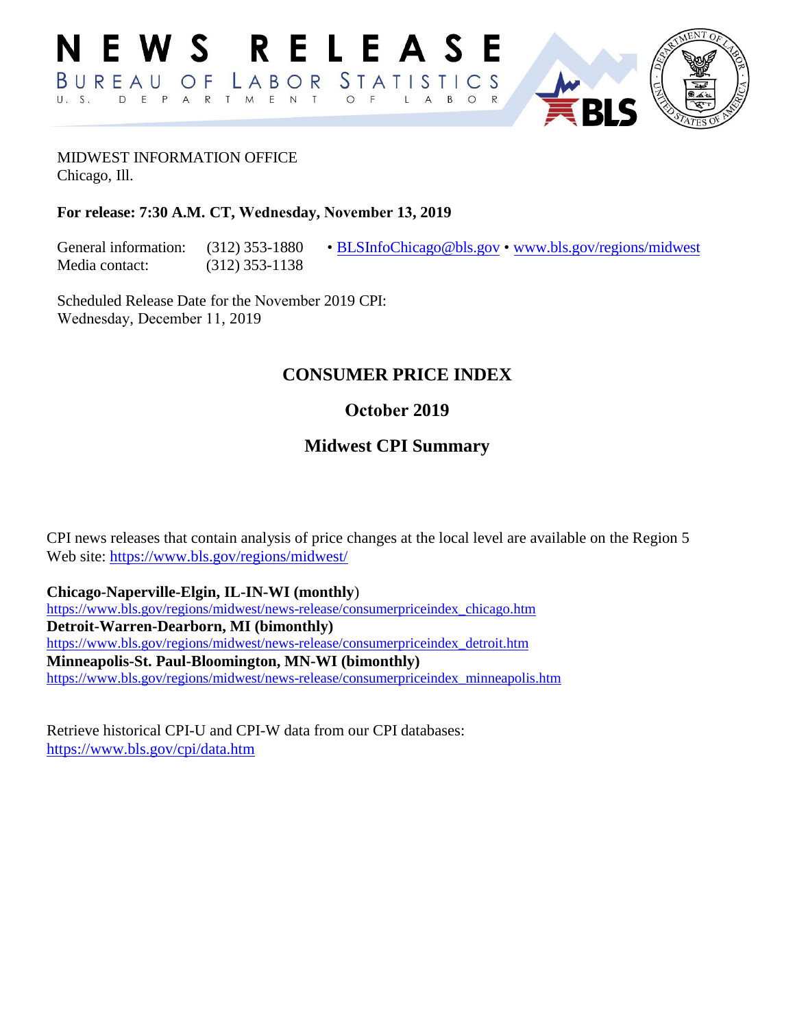# NEWS RELEASE

BUREAU OF LABOR STATISTICS
U. S. DEPARTMENT OF LABOR

MIDWEST INFORMATION OFFICE
Chicago, Ill.

**For release: 7:30 A.M. CT, Wednesday, November 13, 2019**

General information: (312) 353-1880 • BLSInfoChicago@bls.gov • www.bls.gov/regions/midwest
Media contact: (312) 353-1138

Scheduled Release Date for the November 2019 CPI:
Wednesday, December 11, 2019

## CONSUMER PRICE INDEX

## October 2019

## Midwest CPI Summary

CPI news releases that contain analysis of price changes at the local level are available on the Region 5 Web site: https://www.bls.gov/regions/midwest/

**Chicago-Naperville-Elgin, IL-IN-WI (monthly)**
https://www.bls.gov/regions/midwest/news-release/consumerpriceindex_chicago.htm
**Detroit-Warren-Dearborn, MI (bimonthly)**
https://www.bls.gov/regions/midwest/news-release/consumerpriceindex_detroit.htm
**Minneapolis-St. Paul-Bloomington, MN-WI (bimonthly)**
https://www.bls.gov/regions/midwest/news-release/consumerpriceindex_minneapolis.htm

Retrieve historical CPI-U and CPI-W data from our CPI databases:
https://www.bls.gov/cpi/data.htm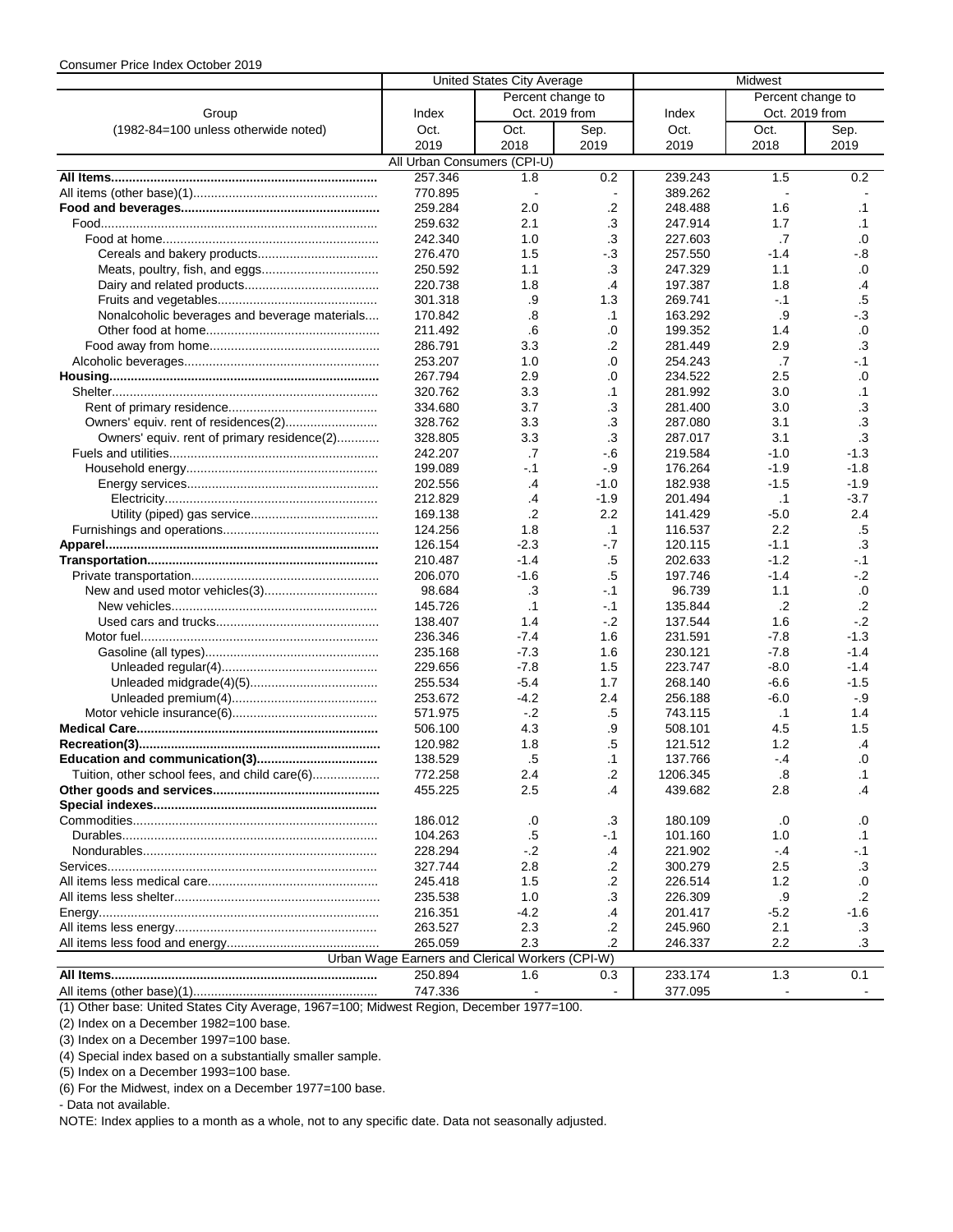Consumer Price Index October 2019

| Group (1982-84=100 unless otherwise noted) | United States City Average | | | Midwest | | |
|---|---|---|---|---|---|---|
| | Index | Percent change to Oct. 2019 from | | Index | Percent change to Oct. 2019 from | |
| | Oct. 2019 | Oct. 2018 | Sep. 2019 | Oct. 2019 | Oct. 2018 | Sep. 2019 |
| **All Urban Consumers (CPI-U)** | | | | | | |
| **All Items** | 257.346 | 1.8 | 0.2 | 239.243 | 1.5 | 0.2 |
| All items (other base)(1) | 770.895 | - | - | 389.262 | - | - |
| **Food and beverages** | 259.284 | 2.0 | .2 | 248.488 | 1.6 | .1 |
| Food | 259.632 | 2.1 | .3 | 247.914 | 1.7 | .1 |
| Food at home | 242.340 | 1.0 | .3 | 227.603 | .7 | .0 |
| Cereals and bakery products | 276.470 | 1.5 | -.3 | 257.550 | -1.4 | -.8 |
| Meats, poultry, fish, and eggs | 250.592 | 1.1 | .3 | 247.329 | 1.1 | .0 |
| Dairy and related products | 220.738 | 1.8 | .4 | 197.387 | 1.8 | .4 |
| Fruits and vegetables | 301.318 | .9 | 1.3 | 269.741 | -.1 | .5 |
| Nonalcoholic beverages and beverage materials | 170.842 | .8 | .1 | 163.292 | .9 | -.3 |
| Other food at home | 211.492 | .6 | .0 | 199.352 | 1.4 | .0 |
| Food away from home | 286.791 | 3.3 | .2 | 281.449 | 2.9 | .3 |
| Alcoholic beverages | 253.207 | 1.0 | .0 | 254.243 | .7 | -.1 |
| **Housing** | 267.794 | 2.9 | .0 | 234.522 | 2.5 | .0 |
| Shelter | 320.762 | 3.3 | .1 | 281.992 | 3.0 | .1 |
| Rent of primary residence | 334.680 | 3.7 | .3 | 281.400 | 3.0 | .3 |
| Owners' equiv. rent of residences(2) | 328.762 | 3.3 | .3 | 287.080 | 3.1 | .3 |
| Owners' equiv. rent of primary residence(2) | 328.805 | 3.3 | .3 | 287.017 | 3.1 | .3 |
| Fuels and utilities | 242.207 | .7 | -.6 | 219.584 | -1.0 | -1.3 |
| Household energy | 199.089 | -.1 | -.9 | 176.264 | -1.9 | -1.8 |
| Energy services | 202.556 | .4 | -1.0 | 182.938 | -1.5 | -1.9 |
| Electricity | 212.829 | .4 | -1.9 | 201.494 | .1 | -3.7 |
| Utility (piped) gas service | 169.138 | .2 | 2.2 | 141.429 | -5.0 | 2.4 |
| Furnishings and operations | 124.256 | 1.8 | .1 | 116.537 | 2.2 | .5 |
| **Apparel** | 126.154 | -2.3 | -.7 | 120.115 | -1.1 | .3 |
| **Transportation** | 210.487 | -1.4 | .5 | 202.633 | -1.2 | -.1 |
| Private transportation | 206.070 | -1.6 | .5 | 197.746 | -1.4 | -.2 |
| New and used motor vehicles(3) | 98.684 | .3 | -.1 | 96.739 | 1.1 | .0 |
| New vehicles | 145.726 | .1 | -.1 | 135.844 | .2 | .2 |
| Used cars and trucks | 138.407 | 1.4 | -.2 | 137.544 | 1.6 | -.2 |
| Motor fuel | 236.346 | -7.4 | 1.6 | 231.591 | -7.8 | -1.3 |
| Gasoline (all types) | 235.168 | -7.3 | 1.6 | 230.121 | -7.8 | -1.4 |
| Unleaded regular(4) | 229.656 | -7.8 | 1.5 | 223.747 | -8.0 | -1.4 |
| Unleaded midgrade(4)(5) | 255.534 | -5.4 | 1.7 | 268.140 | -6.6 | -1.5 |
| Unleaded premium(4) | 253.672 | -4.2 | 2.4 | 256.188 | -6.0 | -.9 |
| Motor vehicle insurance(6) | 571.975 | -.2 | .5 | 743.115 | .1 | 1.4 |
| **Medical Care** | 506.100 | 4.3 | .9 | 508.101 | 4.5 | 1.5 |
| **Recreation(3)** | 120.982 | 1.8 | .5 | 121.512 | 1.2 | .4 |
| **Education and communication(3)** | 138.529 | .5 | .1 | 137.766 | -.4 | .0 |
| Tuition, other school fees, and child care(6) | 772.258 | 2.4 | .2 | 1206.345 | .8 | .1 |
| **Other goods and services** | 455.225 | 2.5 | .4 | 439.682 | 2.8 | .4 |
| **Special indexes** | | | | | | |
| Commodities | 186.012 | .0 | .3 | 180.109 | .0 | .0 |
| Durables | 104.263 | .5 | -.1 | 101.160 | 1.0 | .1 |
| Nondurables | 228.294 | -.2 | .4 | 221.902 | -.4 | -.1 |
| Services | 327.744 | 2.8 | .2 | 300.279 | 2.5 | .3 |
| All items less medical care | 245.418 | 1.5 | .2 | 226.514 | 1.2 | .0 |
| All items less shelter | 235.538 | 1.0 | .3 | 226.309 | .9 | .2 |
| Energy | 216.351 | -4.2 | .4 | 201.417 | -5.2 | -1.6 |
| All items less energy | 263.527 | 2.3 | .2 | 245.960 | 2.1 | .3 |
| All items less food and energy | 265.059 | 2.3 | .2 | 246.337 | 2.2 | .3 |
| **Urban Wage Earners and Clerical Workers (CPI-W)** | | | | | | |
| **All Items** | 250.894 | 1.6 | 0.3 | 233.174 | 1.3 | 0.1 |
| All items (other base)(1) | 747.336 | - | - | 377.095 | - | - |

(1) Other base: United States City Average, 1967=100; Midwest Region, December 1977=100.

(2) Index on a December 1982=100 base.

(3) Index on a December 1997=100 base.

(4) Special index based on a substantially smaller sample.

(5) Index on a December 1993=100 base.

(6) For the Midwest, index on a December 1977=100 base.

\- Data not available.

NOTE: Index applies to a month as a whole, not to any specific date. Data not seasonally adjusted.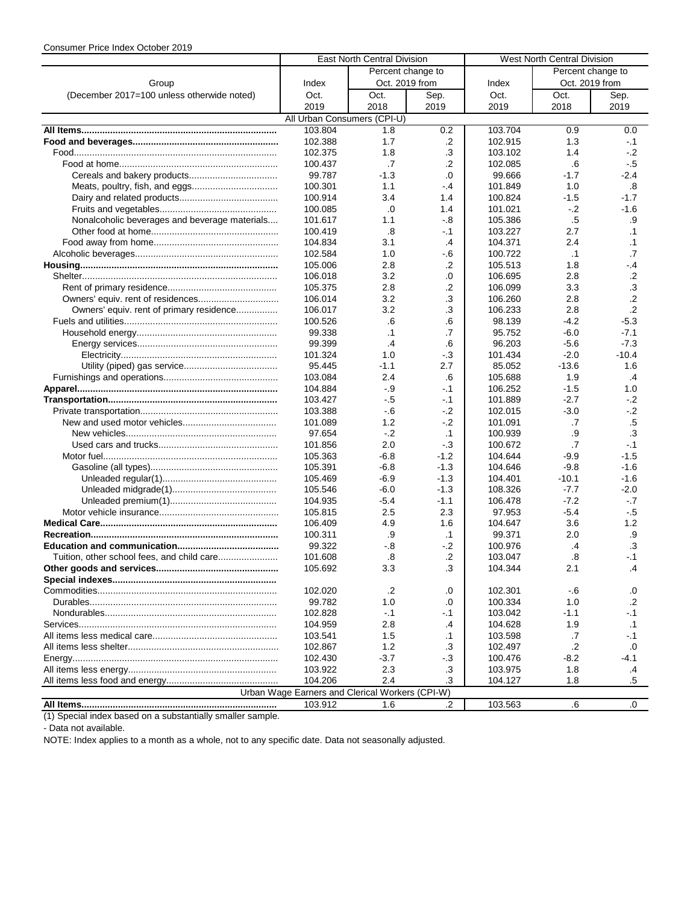Consumer Price Index October 2019

| Group (December 2017=100 unless otherwise noted) | East North Central Division | | | West North Central Division | | |
|---|---|---|---|---|---|---|
| | Index | Percent change to Oct. 2019 from | | Index | Percent change to Oct. 2019 from | |
| | Oct. 2019 | Oct. 2018 | Sep. 2019 | Oct. 2019 | Oct. 2018 | Sep. 2019 |
| **All Urban Consumers (CPI-U)** | | | | | | |
| **All Items** | 103.804 | 1.8 | 0.2 | 103.704 | 0.9 | 0.0 |
| **Food and beverages** | 102.388 | 1.7 | .2 | 102.915 | 1.3 | -.1 |
| Food | 102.375 | 1.8 | .3 | 103.102 | 1.4 | -.2 |
| Food at home | 100.437 | .7 | .2 | 102.085 | .6 | -.5 |
| Cereals and bakery products | 99.787 | -1.3 | .0 | 99.666 | -1.7 | -2.4 |
| Meats, poultry, fish, and eggs | 100.301 | 1.1 | -.4 | 101.849 | 1.0 | .8 |
| Dairy and related products | 100.914 | 3.4 | 1.4 | 100.824 | -1.5 | -1.7 |
| Fruits and vegetables | 100.085 | .0 | 1.4 | 101.021 | -.2 | -1.6 |
| Nonalcoholic beverages and beverage materials | 101.617 | 1.1 | -.8 | 105.386 | .5 | .9 |
| Other food at home | 100.419 | .8 | -.1 | 103.227 | 2.7 | .1 |
| Food away from home | 104.834 | 3.1 | .4 | 104.371 | 2.4 | .1 |
| Alcoholic beverages | 102.584 | 1.0 | -.6 | 100.722 | .1 | .7 |
| **Housing** | 105.006 | 2.8 | .2 | 105.513 | 1.8 | -.4 |
| Shelter | 106.018 | 3.2 | .0 | 106.695 | 2.8 | .2 |
| Rent of primary residence | 105.375 | 2.8 | .2 | 106.099 | 3.3 | .3 |
| Owners' equiv. rent of residences | 106.014 | 3.2 | .3 | 106.260 | 2.8 | .2 |
| Owners' equiv. rent of primary residence | 106.017 | 3.2 | .3 | 106.233 | 2.8 | .2 |
| Fuels and utilities | 100.526 | .6 | .6 | 98.139 | -4.2 | -5.3 |
| Household energy | 99.338 | .1 | .7 | 95.752 | -6.0 | -7.1 |
| Energy services | 99.399 | .4 | .6 | 96.203 | -5.6 | -7.3 |
| Electricity | 101.324 | 1.0 | -.3 | 101.434 | -2.0 | -10.4 |
| Utility (piped) gas service | 95.445 | -1.1 | 2.7 | 85.052 | -13.6 | 1.6 |
| Furnishings and operations | 103.084 | 2.4 | .6 | 105.688 | 1.9 | .4 |
| **Apparel** | 104.884 | -.9 | -.1 | 106.252 | -1.5 | 1.0 |
| **Transportation** | 103.427 | -.5 | -.1 | 101.889 | -2.7 | -.2 |
| Private transportation | 103.388 | -.6 | -.2 | 102.015 | -3.0 | -.2 |
| New and used motor vehicles | 101.089 | 1.2 | -.2 | 101.091 | .7 | .5 |
| New vehicles | 97.654 | -.2 | .1 | 100.939 | .9 | .3 |
| Used cars and trucks | 101.856 | 2.0 | -.3 | 100.672 | .7 | -.1 |
| Motor fuel | 105.363 | -6.8 | -1.2 | 104.644 | -9.9 | -1.5 |
| Gasoline (all types) | 105.391 | -6.8 | -1.3 | 104.646 | -9.8 | -1.6 |
| Unleaded regular(1) | 105.469 | -6.9 | -1.3 | 104.401 | -10.1 | -1.6 |
| Unleaded midgrade(1) | 105.546 | -6.0 | -1.3 | 108.326 | -7.7 | -2.0 |
| Unleaded premium(1) | 104.935 | -5.4 | -1.1 | 106.478 | -7.2 | -.7 |
| Motor vehicle insurance | 105.815 | 2.5 | 2.3 | 97.953 | -5.4 | -.5 |
| **Medical Care** | 106.409 | 4.9 | 1.6 | 104.647 | 3.6 | 1.2 |
| **Recreation** | 100.311 | .9 | .1 | 99.371 | 2.0 | .9 |
| **Education and communication** | 99.322 | -.8 | -.2 | 100.976 | .4 | .3 |
| Tuition, other school fees, and child care | 101.608 | .8 | .2 | 103.047 | .8 | -.1 |
| **Other goods and services** | 105.692 | 3.3 | .3 | 104.344 | 2.1 | .4 |
| **Special indexes** | | | | | | |
| Commodities | 102.020 | .2 | .0 | 102.301 | -.6 | .0 |
| Durables | 99.782 | 1.0 | .0 | 100.334 | 1.0 | .2 |
| Nondurables | 102.828 | -.1 | -.1 | 103.042 | -1.1 | -.1 |
| Services | 104.959 | 2.8 | .4 | 104.628 | 1.9 | .1 |
| All items less medical care | 103.541 | 1.5 | .1 | 103.598 | .7 | -.1 |
| All items less shelter | 102.867 | 1.2 | .3 | 102.497 | .2 | .0 |
| Energy | 102.430 | -3.7 | -.3 | 100.476 | -8.2 | -4.1 |
| All items less energy | 103.922 | 2.3 | .3 | 103.975 | 1.8 | .4 |
| All items less food and energy | 104.206 | 2.4 | .3 | 104.127 | 1.8 | .5 |
| **Urban Wage Earners and Clerical Workers (CPI-W)** | | | | | | |
| **All Items** | 103.912 | 1.6 | .2 | 103.563 | .6 | .0 |

(1) Special index based on a substantially smaller sample.

- Data not available.

NOTE: Index applies to a month as a whole, not to any specific date. Data not seasonally adjusted.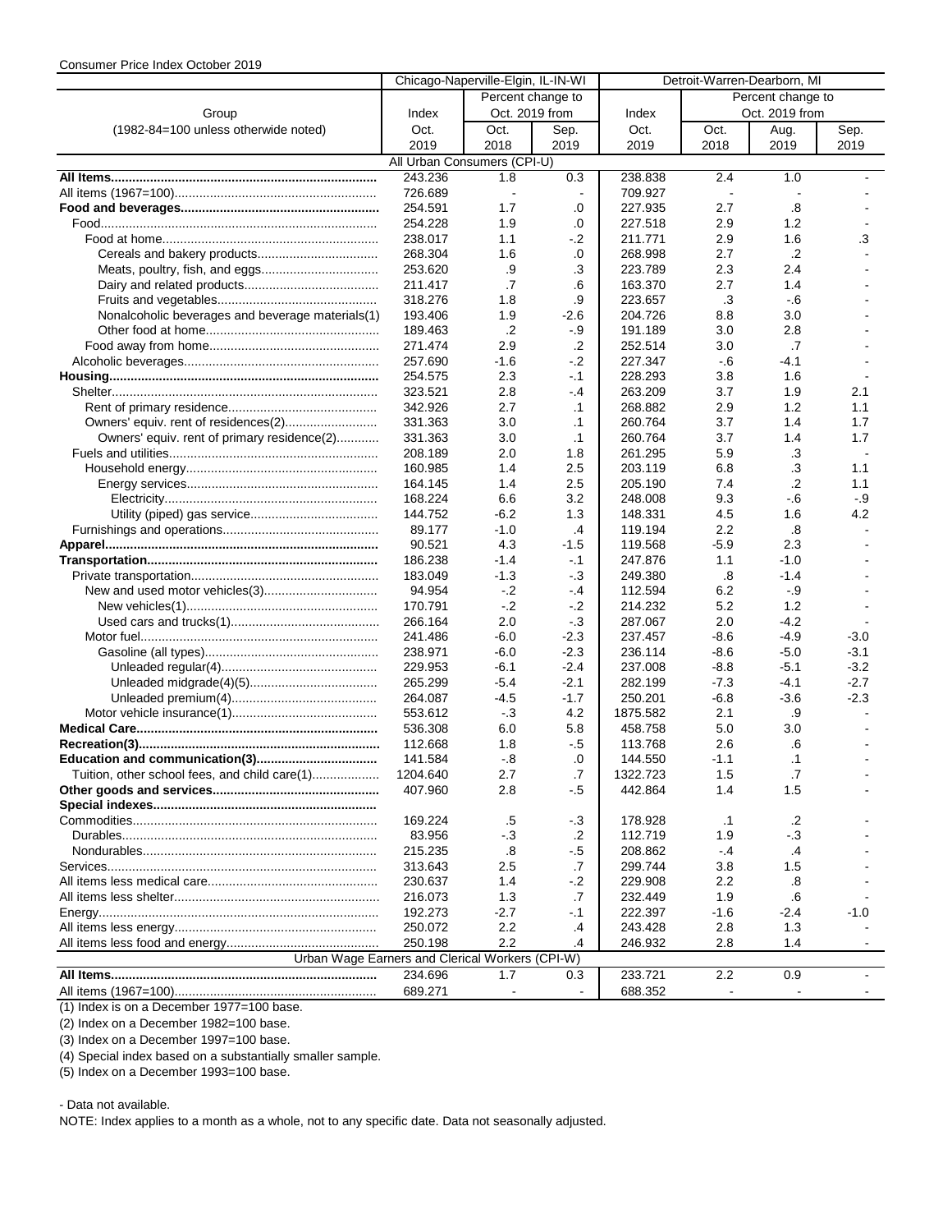Consumer Price Index October 2019

| Group (1982-84=100 unless otherwise noted) | Chicago-Naperville-Elgin, IL-IN-WI Index Oct. 2019 | Percent change to Oct. 2019 from Oct. 2018 | Percent change to Oct. 2019 from Sep. 2019 | Detroit-Warren-Dearborn, MI Index Oct. 2019 | Percent change to Oct. 2019 from Oct. 2018 | Percent change to Oct. 2019 from Aug. 2019 | Percent change to Oct. 2019 from Sep. 2019 |
|---|---|---|---|---|---|---|---|
| All Urban Consumers (CPI-U) | | | | | | | |
| **All Items** | 243.236 | 1.8 | 0.3 | 238.838 | 2.4 | 1.0 | - |
| All items (1967=100) | 726.689 | - | - | 709.927 | - | - | - |
| **Food and beverages** | 254.591 | 1.7 | .0 | 227.935 | 2.7 | .8 | - |
| Food | 254.228 | 1.9 | .0 | 227.518 | 2.9 | 1.2 | - |
| Food at home | 238.017 | 1.1 | -.2 | 211.771 | 2.9 | 1.6 | .3 |
| Cereals and bakery products | 268.304 | 1.6 | .0 | 268.998 | 2.7 | .2 | - |
| Meats, poultry, fish, and eggs | 253.620 | .9 | .3 | 223.789 | 2.3 | 2.4 | - |
| Dairy and related products | 211.417 | .7 | .6 | 163.370 | 2.7 | 1.4 | - |
| Fruits and vegetables | 318.276 | 1.8 | .9 | 223.657 | .3 | -.6 | - |
| Nonalcoholic beverages and beverage materials(1) | 193.406 | 1.9 | -2.6 | 204.726 | 8.8 | 3.0 | - |
| Other food at home | 189.463 | .2 | -.9 | 191.189 | 3.0 | 2.8 | - |
| Food away from home | 271.474 | 2.9 | .2 | 252.514 | 3.0 | .7 | - |
| Alcoholic beverages | 257.690 | -1.6 | -.2 | 227.347 | -.6 | -4.1 | - |
| **Housing** | 254.575 | 2.3 | -.1 | 228.293 | 3.8 | 1.6 | - |
| Shelter | 323.521 | 2.8 | -.4 | 263.209 | 3.7 | 1.9 | 2.1 |
| Rent of primary residence | 342.926 | 2.7 | .1 | 268.882 | 2.9 | 1.2 | 1.1 |
| Owners' equiv. rent of residences(2) | 331.363 | 3.0 | .1 | 260.764 | 3.7 | 1.4 | 1.7 |
| Owners' equiv. rent of primary residence(2) | 331.363 | 3.0 | .1 | 260.764 | 3.7 | 1.4 | 1.7 |
| Fuels and utilities | 208.189 | 2.0 | 1.8 | 261.295 | 5.9 | .3 | - |
| Household energy | 160.985 | 1.4 | 2.5 | 203.119 | 6.8 | .3 | 1.1 |
| Energy services | 164.145 | 1.4 | 2.5 | 205.190 | 7.4 | .2 | 1.1 |
| Electricity | 168.224 | 6.6 | 3.2 | 248.008 | 9.3 | -.6 | -.9 |
| Utility (piped) gas service | 144.752 | -6.2 | 1.3 | 148.331 | 4.5 | 1.6 | 4.2 |
| Furnishings and operations | 89.177 | -1.0 | .4 | 119.194 | 2.2 | .8 | - |
| **Apparel** | 90.521 | 4.3 | -1.5 | 119.568 | -5.9 | 2.3 | - |
| **Transportation** | 186.238 | -1.4 | -.1 | 247.876 | 1.1 | -1.0 | - |
| Private transportation | 183.049 | -1.3 | -.3 | 249.380 | .8 | -1.4 | - |
| New and used motor vehicles(3) | 94.954 | -.2 | -.4 | 112.594 | 6.2 | -.9 | - |
| New vehicles(1) | 170.791 | -.2 | -.2 | 214.232 | 5.2 | 1.2 | - |
| Used cars and trucks(1) | 266.164 | 2.0 | -.3 | 287.067 | 2.0 | -4.2 | - |
| Motor fuel | 241.486 | -6.0 | -2.3 | 237.457 | -8.6 | -4.9 | -3.0 |
| Gasoline (all types) | 238.971 | -6.0 | -2.3 | 236.114 | -8.6 | -5.0 | -3.1 |
| Unleaded regular(4) | 229.953 | -6.1 | -2.4 | 237.008 | -8.8 | -5.1 | -3.2 |
| Unleaded midgrade(4)(5) | 265.299 | -5.4 | -2.1 | 282.199 | -7.3 | -4.1 | -2.7 |
| Unleaded premium(4) | 264.087 | -4.5 | -1.7 | 250.201 | -6.8 | -3.6 | -2.3 |
| Motor vehicle insurance(1) | 553.612 | -.3 | 4.2 | 1875.582 | 2.1 | .9 | - |
| **Medical Care** | 536.308 | 6.0 | 5.8 | 458.758 | 5.0 | 3.0 | - |
| **Recreation(3)** | 112.668 | 1.8 | -.5 | 113.768 | 2.6 | .6 | - |
| **Education and communication(3)** | 141.584 | -.8 | .0 | 144.550 | -1.1 | .1 | - |
| Tuition, other school fees, and child care(1) | 1204.640 | 2.7 | .7 | 1322.723 | 1.5 | .7 | - |
| **Other goods and services** | 407.960 | 2.8 | -.5 | 442.864 | 1.4 | 1.5 | - |
| **Special indexes** | | | | | | | |
| Commodities | 169.224 | .5 | -.3 | 178.928 | .1 | .2 | - |
| Durables | 83.956 | -.3 | .2 | 112.719 | 1.9 | -.3 | - |
| Nondurables | 215.235 | .8 | -.5 | 208.862 | -.4 | .4 | - |
| Services | 313.643 | 2.5 | .7 | 299.744 | 3.8 | 1.5 | - |
| All items less medical care | 230.637 | 1.4 | -.2 | 229.908 | 2.2 | .8 | - |
| All items less shelter | 216.073 | 1.3 | .7 | 232.449 | 1.9 | .6 | - |
| Energy | 192.273 | -2.7 | -.1 | 222.397 | -1.6 | -2.4 | -1.0 |
| All items less energy | 250.072 | 2.2 | .4 | 243.428 | 2.8 | 1.3 | - |
| All items less food and energy | 250.198 | 2.2 | .4 | 246.932 | 2.8 | 1.4 | - |
| Urban Wage Earners and Clerical Workers (CPI-W) | | | | | | | |
| **All Items** | 234.696 | 1.7 | 0.3 | 233.721 | 2.2 | 0.9 | - |
| All items (1967=100) | 689.271 | - | - | 688.352 | - | - | - |

(1) Index is on a December 1977=100 base.

(2) Index on a December 1982=100 base.

(3) Index on a December 1997=100 base.

(4) Special index based on a substantially smaller sample.

(5) Index on a December 1993=100 base.

- Data not available.

NOTE: Index applies to a month as a whole, not to any specific date. Data not seasonally adjusted.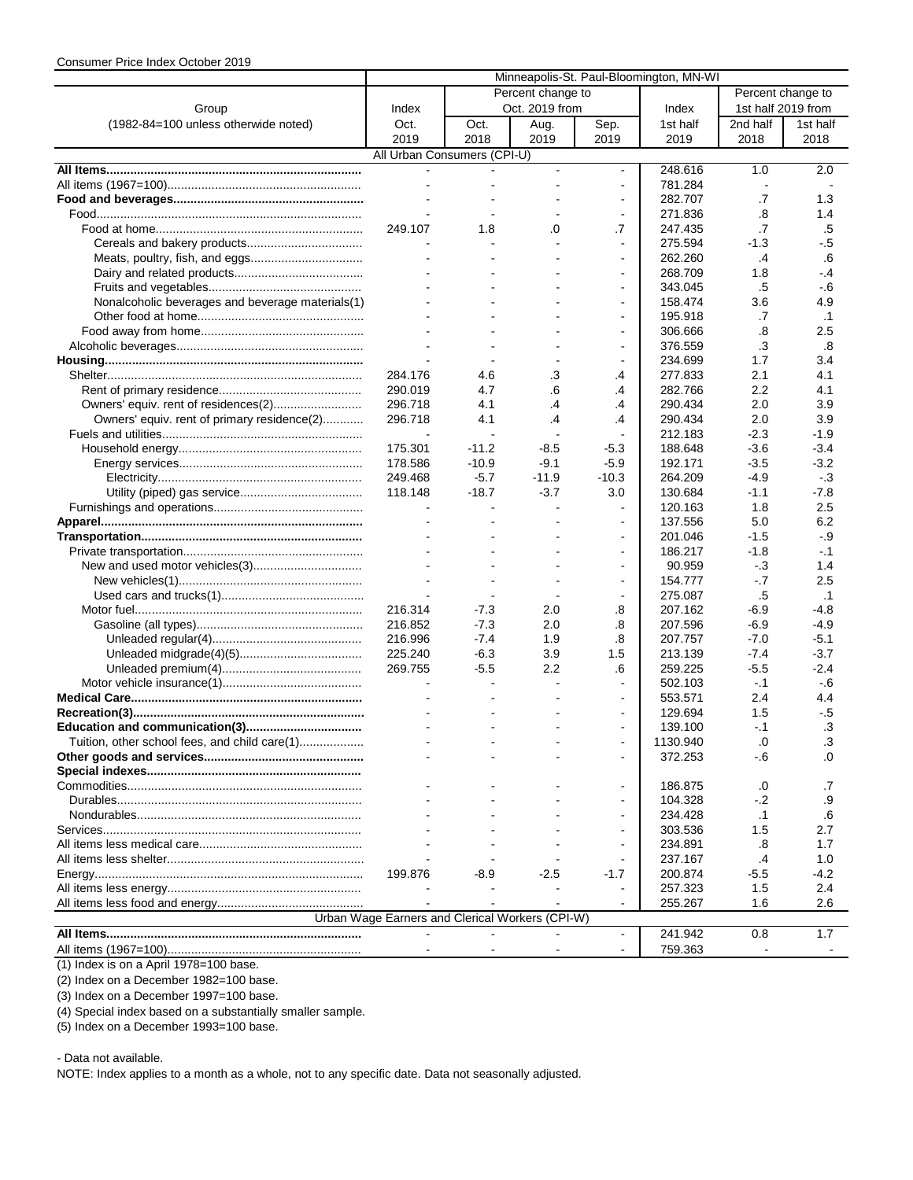Consumer Price Index October 2019

| Group (1982-84=100 unless otherwise noted) | Minneapolis-St. Paul-Bloomington, MN-WI | | | | | | |
|---|---|---|---|---|---|---|---|
| | Index | Percent change to Oct. 2019 from | | | Index | Percent change to 1st half 2019 from | |
| | Oct. 2019 | Oct. 2018 | Aug. 2019 | Sep. 2019 | 1st half 2019 | 2nd half 2018 | 1st half 2018 |
| | All Urban Consumers (CPI-U) | | | | | | |
| **All Items** | - | - | - | - | 248.616 | 1.0 | 2.0 |
| All items (1967=100) | - | - | - | - | 781.284 | - | - |
| **Food and beverages** | - | - | - | - | 282.707 | .7 | 1.3 |
| Food | - | - | - | - | 271.836 | .8 | 1.4 |
| Food at home | 249.107 | 1.8 | .0 | .7 | 247.435 | .7 | .5 |
| Cereals and bakery products | - | - | - | - | 275.594 | -1.3 | -.5 |
| Meats, poultry, fish, and eggs | - | - | - | - | 262.260 | .4 | .6 |
| Dairy and related products | - | - | - | - | 268.709 | 1.8 | -.4 |
| Fruits and vegetables | - | - | - | - | 343.045 | .5 | -.6 |
| Nonalcoholic beverages and beverage materials(1) | - | - | - | - | 158.474 | 3.6 | 4.9 |
| Other food at home | - | - | - | - | 195.918 | .7 | .1 |
| Food away from home | - | - | - | - | 306.666 | .8 | 2.5 |
| Alcoholic beverages | - | - | - | - | 376.559 | .3 | .8 |
| **Housing** | - | - | - | - | 234.699 | 1.7 | 3.4 |
| Shelter | 284.176 | 4.6 | .3 | .4 | 277.833 | 2.1 | 4.1 |
| Rent of primary residence | 290.019 | 4.7 | .6 | .4 | 282.766 | 2.2 | 4.1 |
| Owners' equiv. rent of residences(2) | 296.718 | 4.1 | .4 | .4 | 290.434 | 2.0 | 3.9 |
| Owners' equiv. rent of primary residence(2) | 296.718 | 4.1 | .4 | .4 | 290.434 | 2.0 | 3.9 |
| Fuels and utilities | - | - | - | - | 212.183 | -2.3 | -1.9 |
| Household energy | 175.301 | -11.2 | -8.5 | -5.3 | 188.648 | -3.6 | -3.4 |
| Energy services | 178.586 | -10.9 | -9.1 | -5.9 | 192.171 | -3.5 | -3.2 |
| Electricity | 249.468 | -5.7 | -11.9 | -10.3 | 264.209 | -4.9 | -.3 |
| Utility (piped) gas service | 118.148 | -18.7 | -3.7 | 3.0 | 130.684 | -1.1 | -7.8 |
| Furnishings and operations | - | - | - | - | 120.163 | 1.8 | 2.5 |
| **Apparel** | - | - | - | - | 137.556 | 5.0 | 6.2 |
| **Transportation** | - | - | - | - | 201.046 | -1.5 | -.9 |
| Private transportation | - | - | - | - | 186.217 | -1.8 | -.1 |
| New and used motor vehicles(3) | - | - | - | - | 90.959 | -.3 | 1.4 |
| New vehicles(1) | - | - | - | - | 154.777 | -.7 | 2.5 |
| Used cars and trucks(1) | - | - | - | - | 275.087 | .5 | .1 |
| Motor fuel | 216.314 | -7.3 | 2.0 | .8 | 207.162 | -6.9 | -4.8 |
| Gasoline (all types) | 216.852 | -7.3 | 2.0 | .8 | 207.596 | -6.9 | -4.9 |
| Unleaded regular(4) | 216.996 | -7.4 | 1.9 | .8 | 207.757 | -7.0 | -5.1 |
| Unleaded midgrade(4)(5) | 225.240 | -6.3 | 3.9 | 1.5 | 213.139 | -7.4 | -3.7 |
| Unleaded premium(4) | 269.755 | -5.5 | 2.2 | .6 | 259.225 | -5.5 | -2.4 |
| Motor vehicle insurance(1) | - | - | - | - | 502.103 | -.1 | -.6 |
| **Medical Care** | - | - | - | - | 553.571 | 2.4 | 4.4 |
| **Recreation(3)** | - | - | - | - | 129.694 | 1.5 | -.5 |
| **Education and communication(3)** | - | - | - | - | 139.100 | -.1 | .3 |
| Tuition, other school fees, and child care(1) | - | - | - | - | 1130.940 | .0 | .3 |
| **Other goods and services** | - | - | - | - | 372.253 | -.6 | .0 |
| **Special indexes** | | | | | | | |
| Commodities | - | - | - | - | 186.875 | .0 | .7 |
| Durables | - | - | - | - | 104.328 | -.2 | .9 |
| Nondurables | - | - | - | - | 234.428 | .1 | .6 |
| Services | - | - | - | - | 303.536 | 1.5 | 2.7 |
| All items less medical care | - | - | - | - | 234.891 | .8 | 1.7 |
| All items less shelter | - | - | - | - | 237.167 | .4 | 1.0 |
| Energy | 199.876 | -8.9 | -2.5 | -1.7 | 200.874 | -5.5 | -4.2 |
| All items less energy | - | - | - | - | 257.323 | 1.5 | 2.4 |
| All items less food and energy | - | - | - | - | 255.267 | 1.6 | 2.6 |
| | Urban Wage Earners and Clerical Workers (CPI-W) | | | | | | |
| **All Items** | - | - | - | - | 241.942 | 0.8 | 1.7 |
| All items (1967=100) | - | - | - | - | 759.363 | - | - |

(1) Index is on a April 1978=100 base.

(2) Index on a December 1982=100 base.

(3) Index on a December 1997=100 base.

(4) Special index based on a substantially smaller sample.

(5) Index on a December 1993=100 base.

- Data not available.

NOTE: Index applies to a month as a whole, not to any specific date. Data not seasonally adjusted.